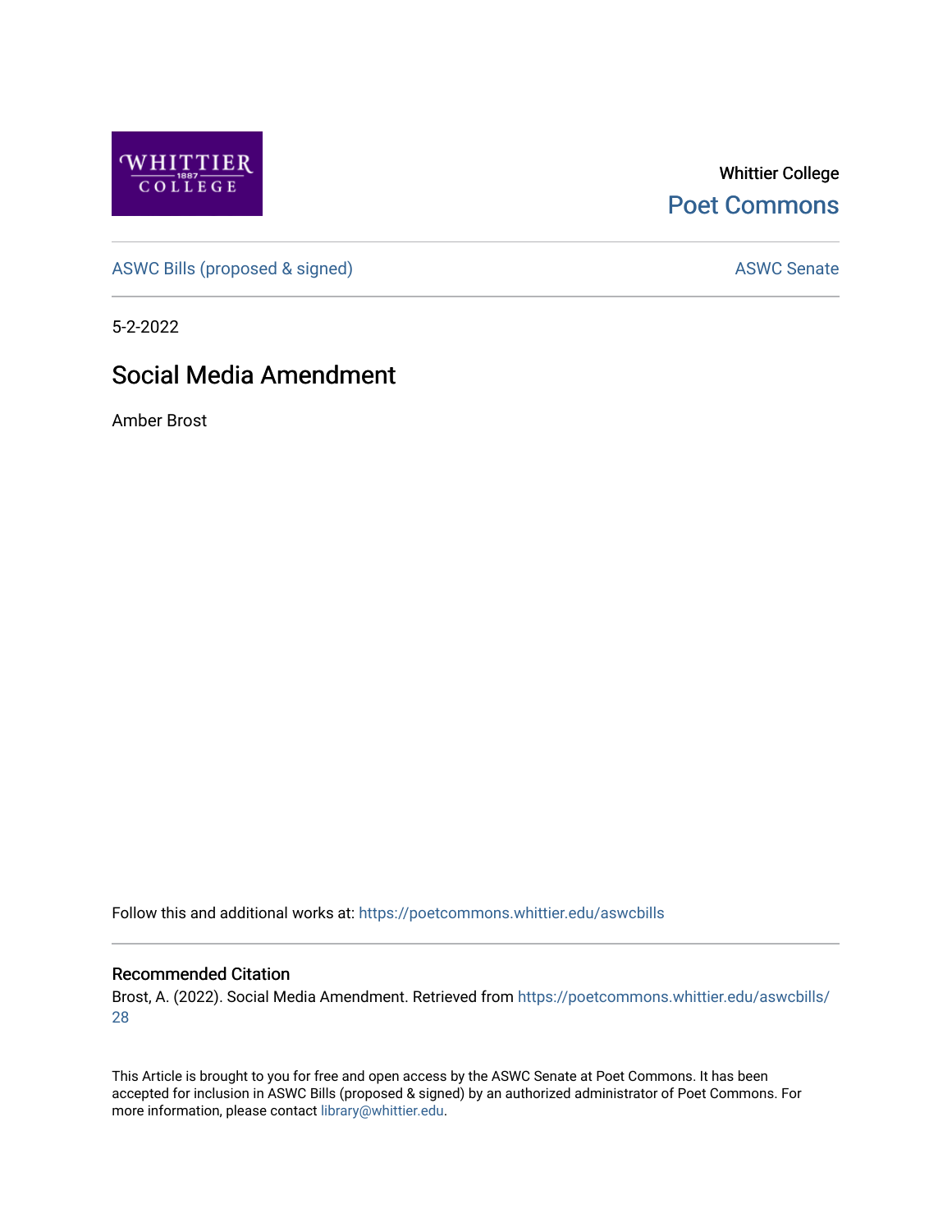Whittier College

Poet Commons

ASWC Bills (proposed & signed)

ASWC Senate

5-2-2022

# Social Media Amendment

Amber Brost

Follow this and additional works at: https://poetcommons.whittier.edu/aswcbills

## Recommended Citation

Brost, A. (2022). Social Media Amendment. Retrieved from https://poetcommons.whittier.edu/aswcbills/28

This Article is brought to you for free and open access by the ASWC Senate at Poet Commons. It has been accepted for inclusion in ASWC Bills (proposed & signed) by an authorized administrator of Poet Commons. For more information, please contact library@whittier.edu.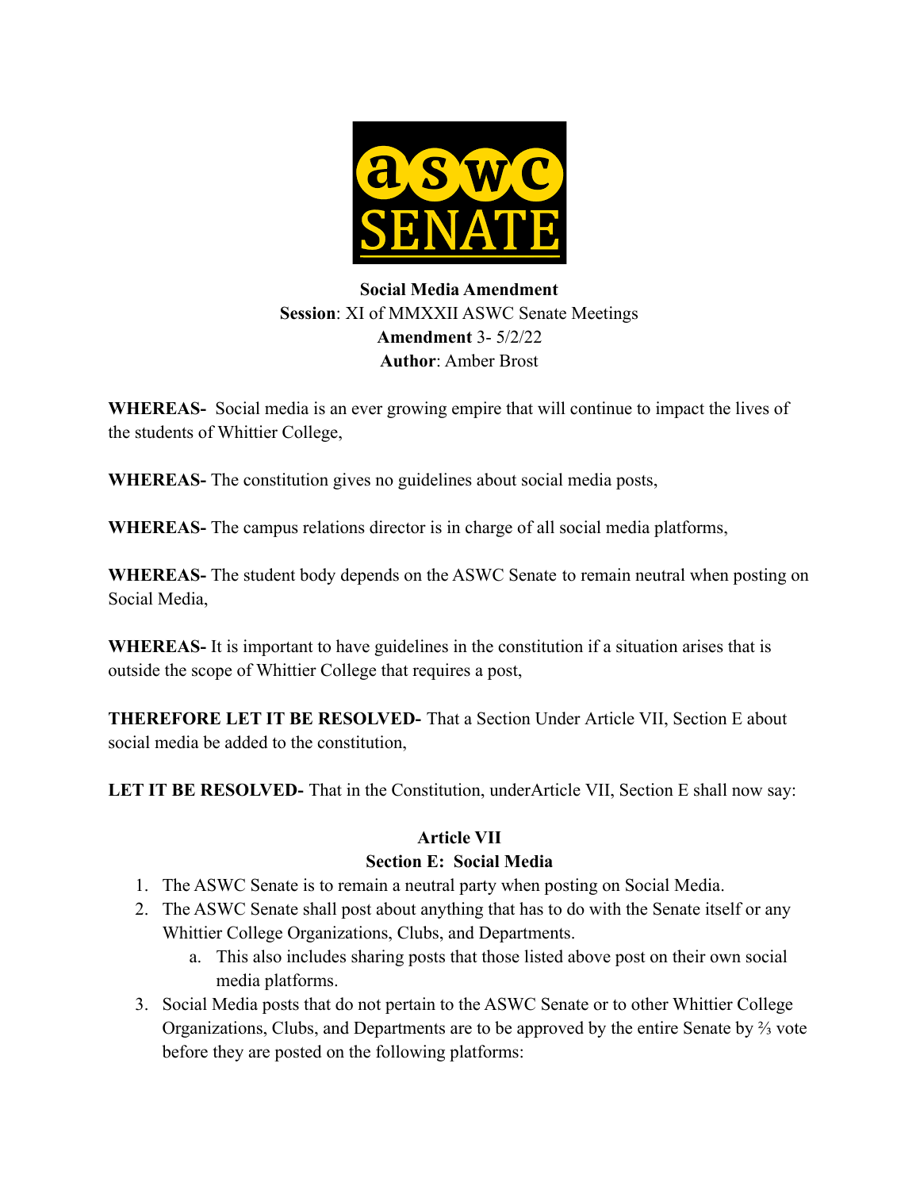**Social Media Amendment**
**Session**: XI of MMXXII ASWC Senate Meetings
**Amendment** 3- 5/2/22
**Author**: Amber Brost

**WHEREAS-** Social media is an ever growing empire that will continue to impact the lives of the students of Whittier College,

**WHEREAS-** The constitution gives no guidelines about social media posts,

**WHEREAS-** The campus relations director is in charge of all social media platforms,

**WHEREAS-** The student body depends on the ASWC Senate to remain neutral when posting on Social Media,

**WHEREAS-** It is important to have guidelines in the constitution if a situation arises that is outside the scope of Whittier College that requires a post,

**THEREFORE LET IT BE RESOLVED-** That a Section Under Article VII, Section E about social media be added to the constitution,

**LET IT BE RESOLVED-** That in the Constitution, underArticle VII, Section E shall now say:

**Article VII**
**Section E: Social Media**

1. The ASWC Senate is to remain a neutral party when posting on Social Media.
2. The ASWC Senate shall post about anything that has to do with the Senate itself or any Whittier College Organizations, Clubs, and Departments.
   a. This also includes sharing posts that those listed above post on their own social media platforms.
3. Social Media posts that do not pertain to the ASWC Senate or to other Whittier College Organizations, Clubs, and Departments are to be approved by the entire Senate by ⅔ vote before they are posted on the following platforms: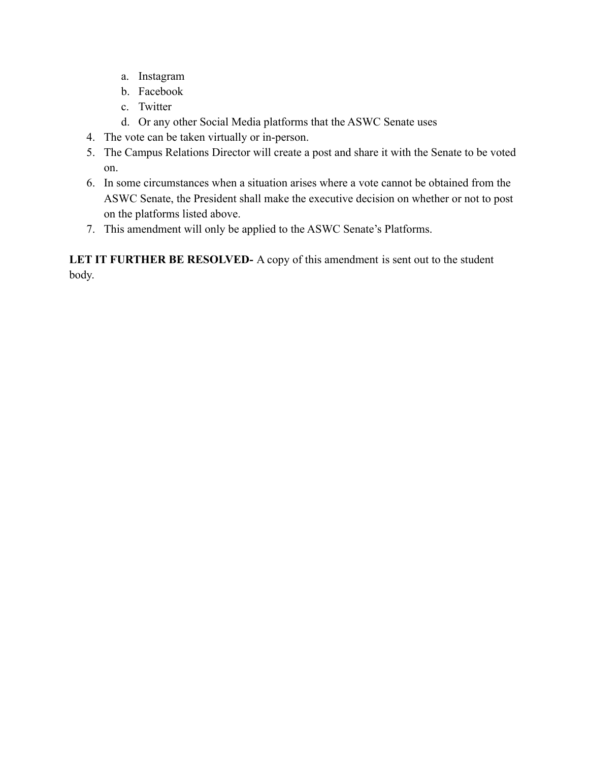a. Instagram
   b. Facebook
   c. Twitter
   d. Or any other Social Media platforms that the ASWC Senate uses

4. The vote can be taken virtually or in-person.
5. The Campus Relations Director will create a post and share it with the Senate to be voted on.
6. In some circumstances when a situation arises where a vote cannot be obtained from the ASWC Senate, the President shall make the executive decision on whether or not to post on the platforms listed above.
7. This amendment will only be applied to the ASWC Senate's Platforms.

**LET IT FURTHER BE RESOLVED-** A copy of this amendment is sent out to the student body.